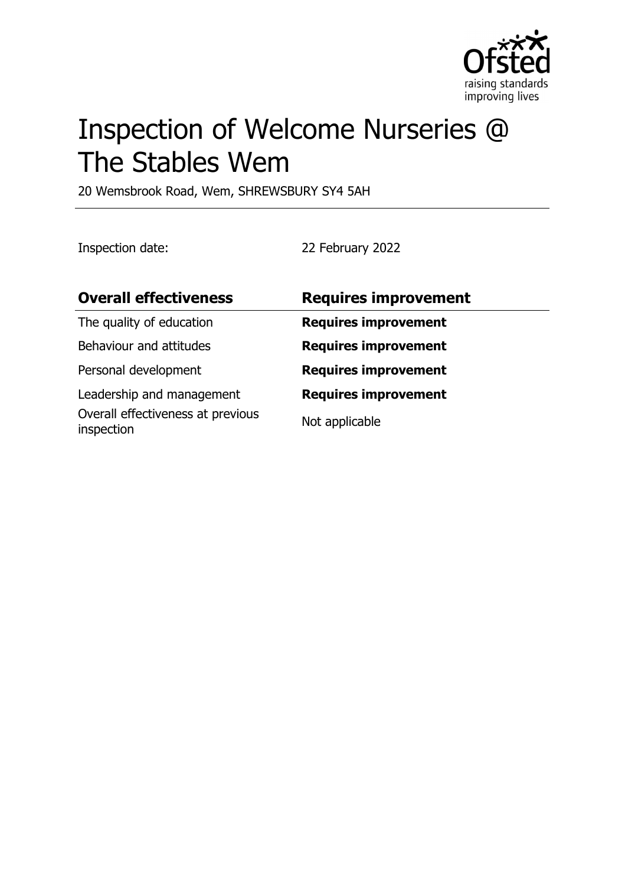# Inspection of Welcome Nurseries @ The Stables Wem

20 Wemsbrook Road, Wem, SHREWSBURY SY4 5AH

Inspection date: 22 February 2022

| **Overall effectiveness** | **Requires improvement** |
|---|---|
| The quality of education | **Requires improvement** |
| Behaviour and attitudes | **Requires improvement** |
| Personal development | **Requires improvement** |
| Leadership and management | **Requires improvement** |
| Overall effectiveness at previous inspection | Not applicable |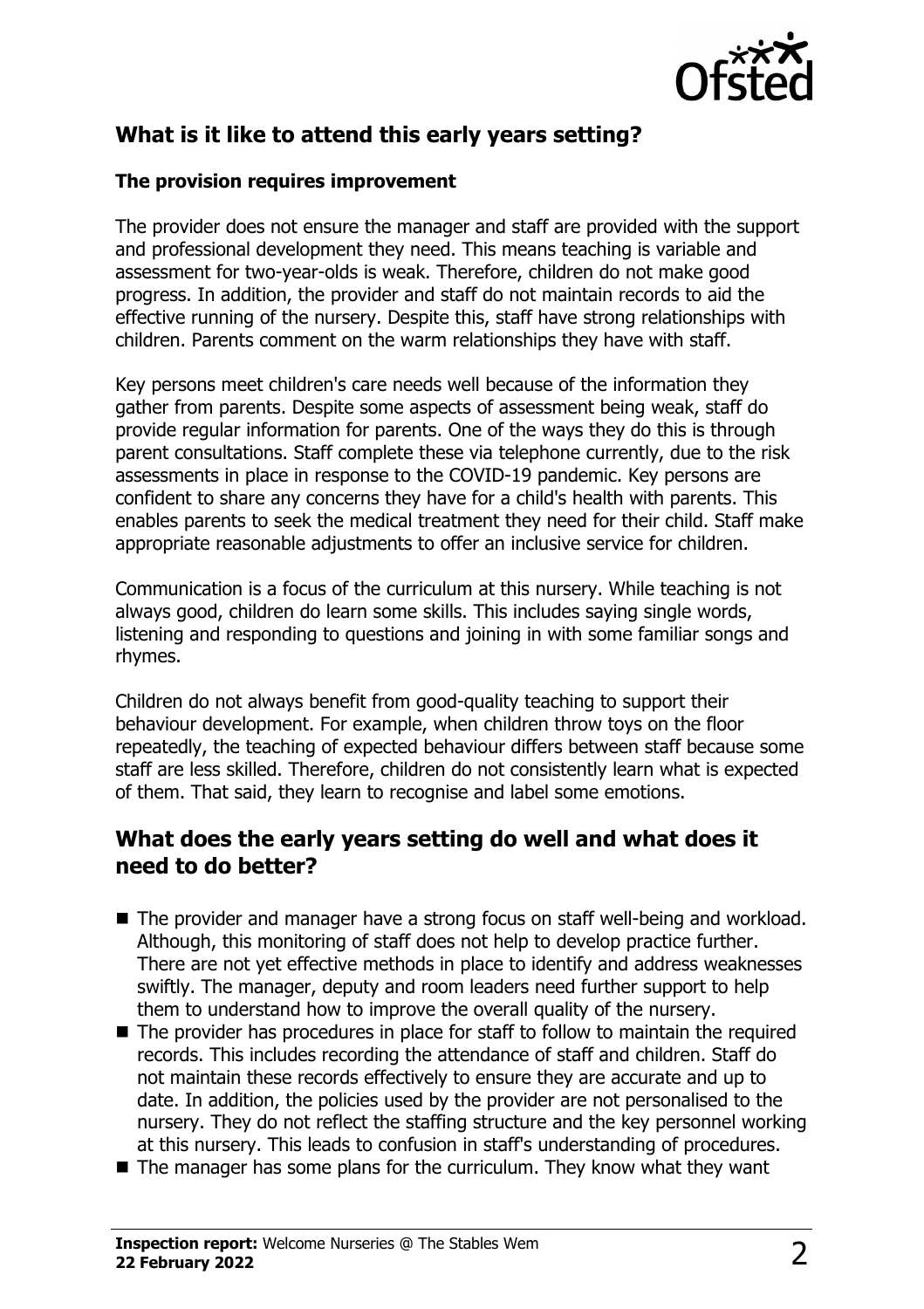## What is it like to attend this early years setting?

### The provision requires improvement

The provider does not ensure the manager and staff are provided with the support and professional development they need. This means teaching is variable and assessment for two-year-olds is weak. Therefore, children do not make good progress. In addition, the provider and staff do not maintain records to aid the effective running of the nursery. Despite this, staff have strong relationships with children. Parents comment on the warm relationships they have with staff.

Key persons meet children's care needs well because of the information they gather from parents. Despite some aspects of assessment being weak, staff do provide regular information for parents. One of the ways they do this is through parent consultations. Staff complete these via telephone currently, due to the risk assessments in place in response to the COVID-19 pandemic. Key persons are confident to share any concerns they have for a child's health with parents. This enables parents to seek the medical treatment they need for their child. Staff make appropriate reasonable adjustments to offer an inclusive service for children.

Communication is a focus of the curriculum at this nursery. While teaching is not always good, children do learn some skills. This includes saying single words, listening and responding to questions and joining in with some familiar songs and rhymes.

Children do not always benefit from good-quality teaching to support their behaviour development. For example, when children throw toys on the floor repeatedly, the teaching of expected behaviour differs between staff because some staff are less skilled. Therefore, children do not consistently learn what is expected of them. That said, they learn to recognise and label some emotions.

## What does the early years setting do well and what does it need to do better?

- The provider and manager have a strong focus on staff well-being and workload. Although, this monitoring of staff does not help to develop practice further. There are not yet effective methods in place to identify and address weaknesses swiftly. The manager, deputy and room leaders need further support to help them to understand how to improve the overall quality of the nursery.
- The provider has procedures in place for staff to follow to maintain the required records. This includes recording the attendance of staff and children. Staff do not maintain these records effectively to ensure they are accurate and up to date. In addition, the policies used by the provider are not personalised to the nursery. They do not reflect the staffing structure and the key personnel working at this nursery. This leads to confusion in staff's understanding of procedures.
- The manager has some plans for the curriculum. They know what they want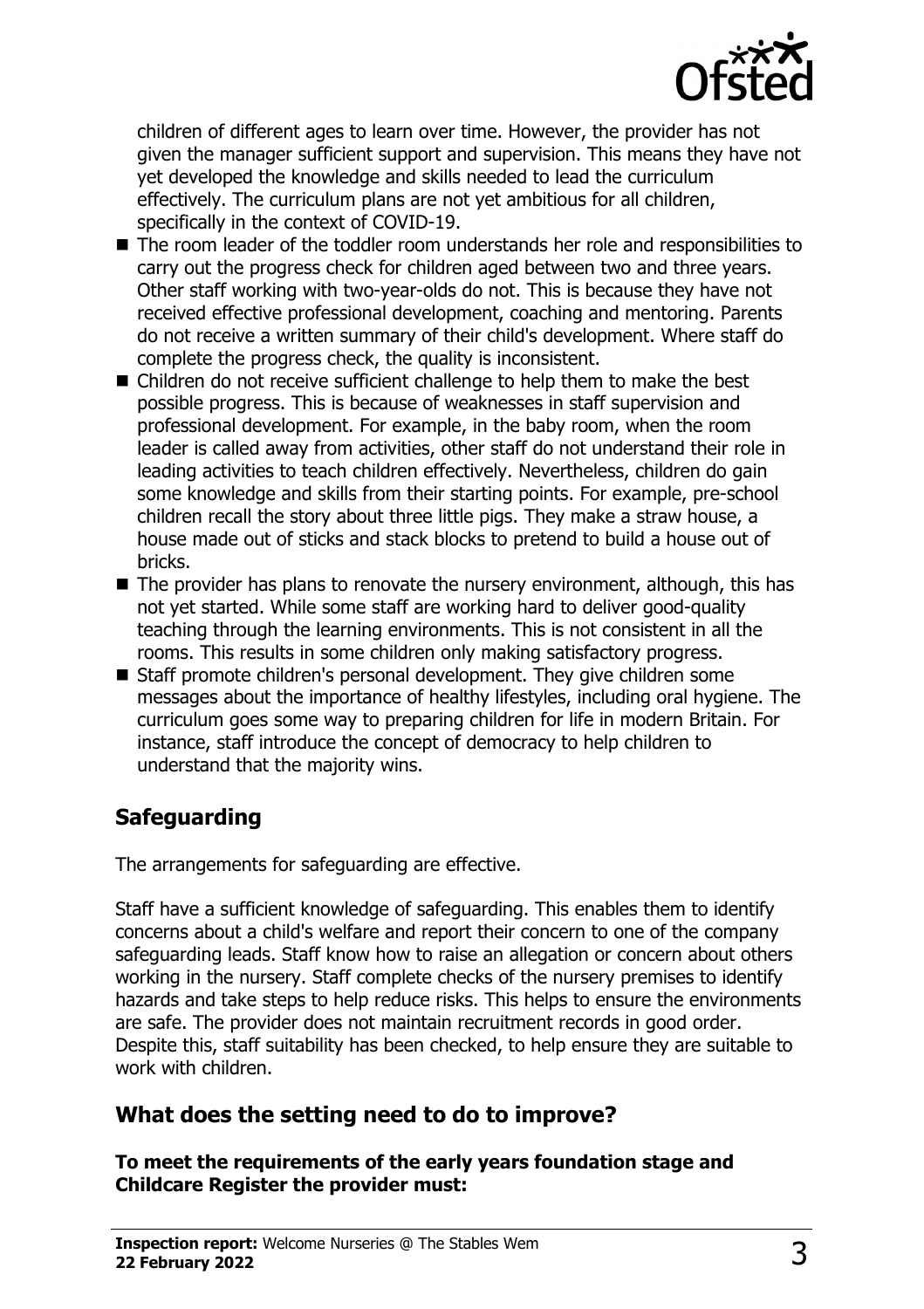children of different ages to learn over time. However, the provider has not given the manager sufficient support and supervision. This means they have not yet developed the knowledge and skills needed to lead the curriculum effectively. The curriculum plans are not yet ambitious for all children, specifically in the context of COVID-19.

- The room leader of the toddler room understands her role and responsibilities to carry out the progress check for children aged between two and three years. Other staff working with two-year-olds do not. This is because they have not received effective professional development, coaching and mentoring. Parents do not receive a written summary of their child's development. Where staff do complete the progress check, the quality is inconsistent.
- Children do not receive sufficient challenge to help them to make the best possible progress. This is because of weaknesses in staff supervision and professional development. For example, in the baby room, when the room leader is called away from activities, other staff do not understand their role in leading activities to teach children effectively. Nevertheless, children do gain some knowledge and skills from their starting points. For example, pre-school children recall the story about three little pigs. They make a straw house, a house made out of sticks and stack blocks to pretend to build a house out of bricks.
- The provider has plans to renovate the nursery environment, although, this has not yet started. While some staff are working hard to deliver good-quality teaching through the learning environments. This is not consistent in all the rooms. This results in some children only making satisfactory progress.
- Staff promote children's personal development. They give children some messages about the importance of healthy lifestyles, including oral hygiene. The curriculum goes some way to preparing children for life in modern Britain. For instance, staff introduce the concept of democracy to help children to understand that the majority wins.

## Safeguarding

The arrangements for safeguarding are effective.

Staff have a sufficient knowledge of safeguarding. This enables them to identify concerns about a child's welfare and report their concern to one of the company safeguarding leads. Staff know how to raise an allegation or concern about others working in the nursery. Staff complete checks of the nursery premises to identify hazards and take steps to help reduce risks. This helps to ensure the environments are safe. The provider does not maintain recruitment records in good order. Despite this, staff suitability has been checked, to help ensure they are suitable to work with children.

## What does the setting need to do to improve?

**To meet the requirements of the early years foundation stage and Childcare Register the provider must:**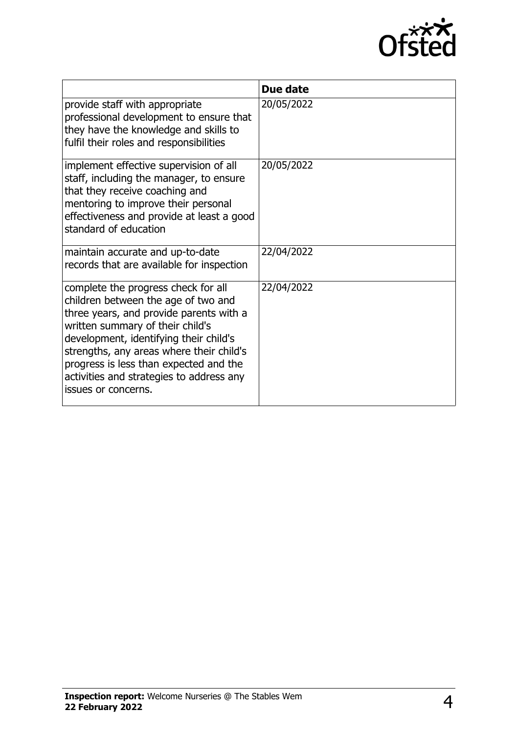| | Due date |
|---|---|
| provide staff with appropriate professional development to ensure that they have the knowledge and skills to fulfil their roles and responsibilities | 20/05/2022 |
| implement effective supervision of all staff, including the manager, to ensure that they receive coaching and mentoring to improve their personal effectiveness and provide at least a good standard of education | 20/05/2022 |
| maintain accurate and up-to-date records that are available for inspection | 22/04/2022 |
| complete the progress check for all children between the age of two and three years, and provide parents with a written summary of their child's development, identifying their child's strengths, any areas where their child's progress is less than expected and the activities and strategies to address any issues or concerns. | 22/04/2022 |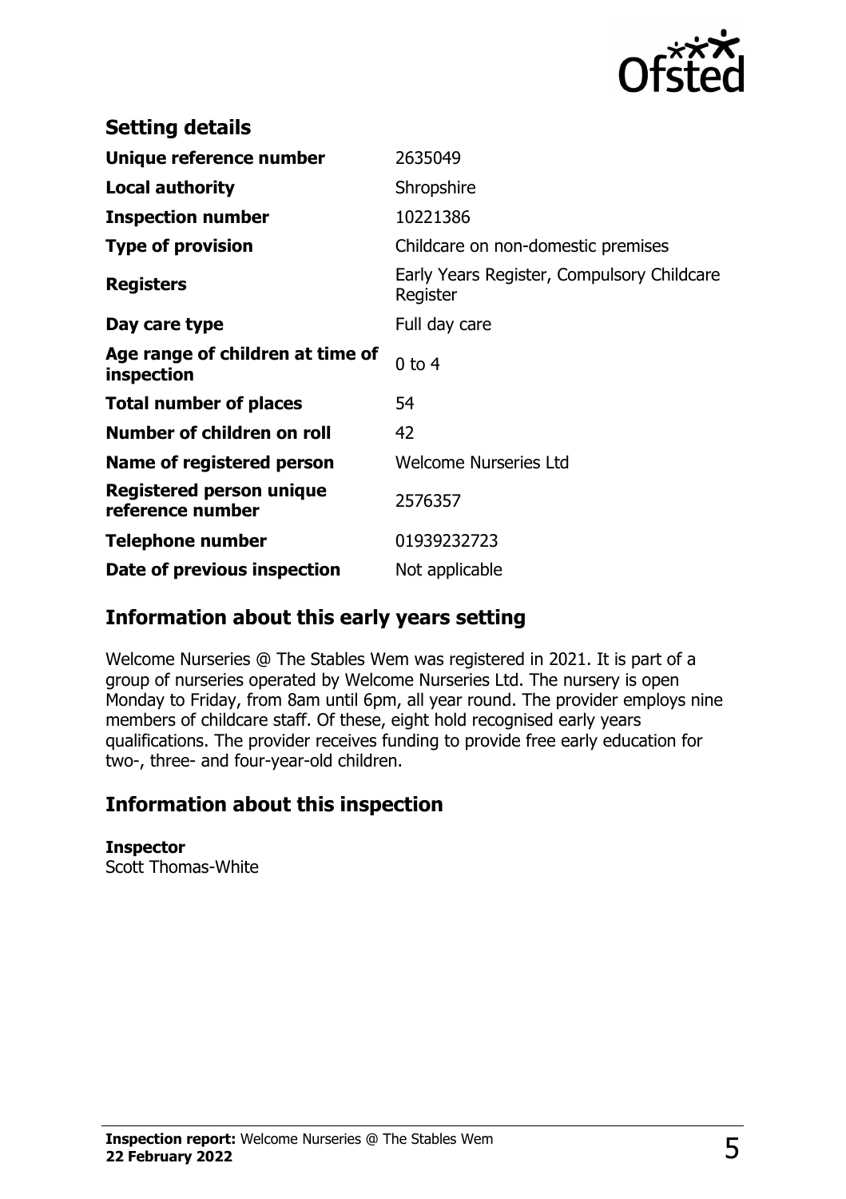## Setting details

| | |
|---|---|
| **Unique reference number** | 2635049 |
| **Local authority** | Shropshire |
| **Inspection number** | 10221386 |
| **Type of provision** | Childcare on non-domestic premises |
| **Registers** | Early Years Register, Compulsory Childcare Register |
| **Day care type** | Full day care |
| **Age range of children at time of inspection** | 0 to 4 |
| **Total number of places** | 54 |
| **Number of children on roll** | 42 |
| **Name of registered person** | Welcome Nurseries Ltd |
| **Registered person unique reference number** | 2576357 |
| **Telephone number** | 01939232723 |
| **Date of previous inspection** | Not applicable |

## Information about this early years setting

Welcome Nurseries @ The Stables Wem was registered in 2021. It is part of a group of nurseries operated by Welcome Nurseries Ltd. The nursery is open Monday to Friday, from 8am until 6pm, all year round. The provider employs nine members of childcare staff. Of these, eight hold recognised early years qualifications. The provider receives funding to provide free early education for two-, three- and four-year-old children.

## Information about this inspection

**Inspector**
Scott Thomas-White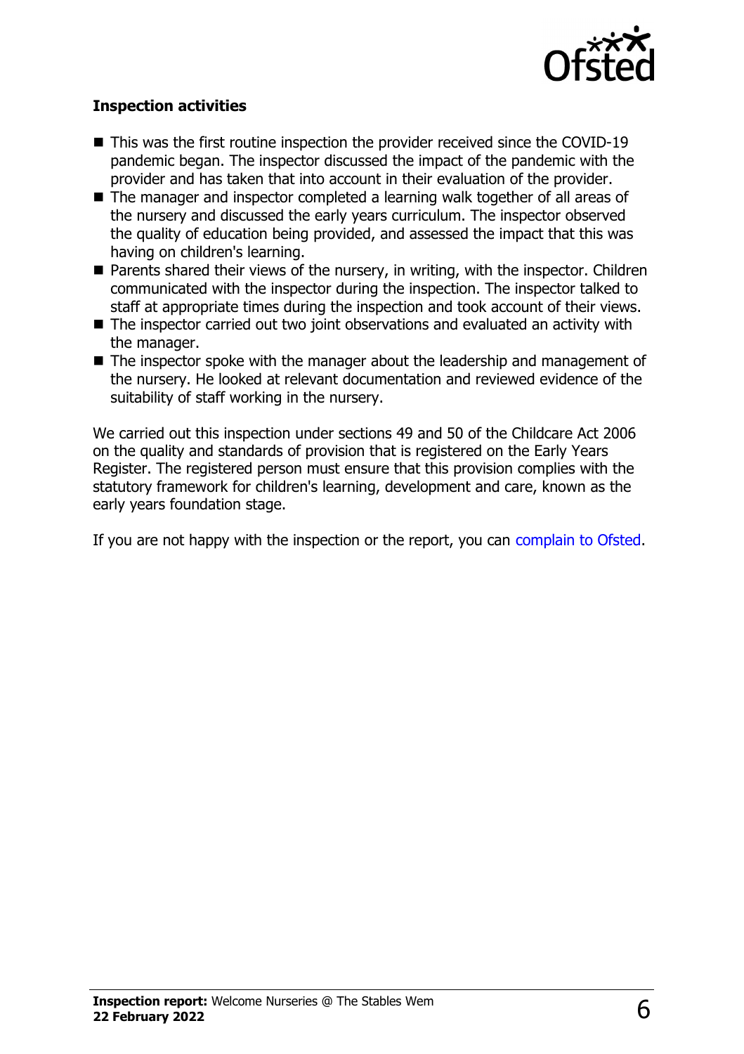**Inspection activities**

- This was the first routine inspection the provider received since the COVID-19 pandemic began. The inspector discussed the impact of the pandemic with the provider and has taken that into account in their evaluation of the provider.
- The manager and inspector completed a learning walk together of all areas of the nursery and discussed the early years curriculum. The inspector observed the quality of education being provided, and assessed the impact that this was having on children's learning.
- Parents shared their views of the nursery, in writing, with the inspector. Children communicated with the inspector during the inspection. The inspector talked to staff at appropriate times during the inspection and took account of their views.
- The inspector carried out two joint observations and evaluated an activity with the manager.
- The inspector spoke with the manager about the leadership and management of the nursery. He looked at relevant documentation and reviewed evidence of the suitability of staff working in the nursery.

We carried out this inspection under sections 49 and 50 of the Childcare Act 2006 on the quality and standards of provision that is registered on the Early Years Register. The registered person must ensure that this provision complies with the statutory framework for children's learning, development and care, known as the early years foundation stage.

If you are not happy with the inspection or the report, you can complain to Ofsted.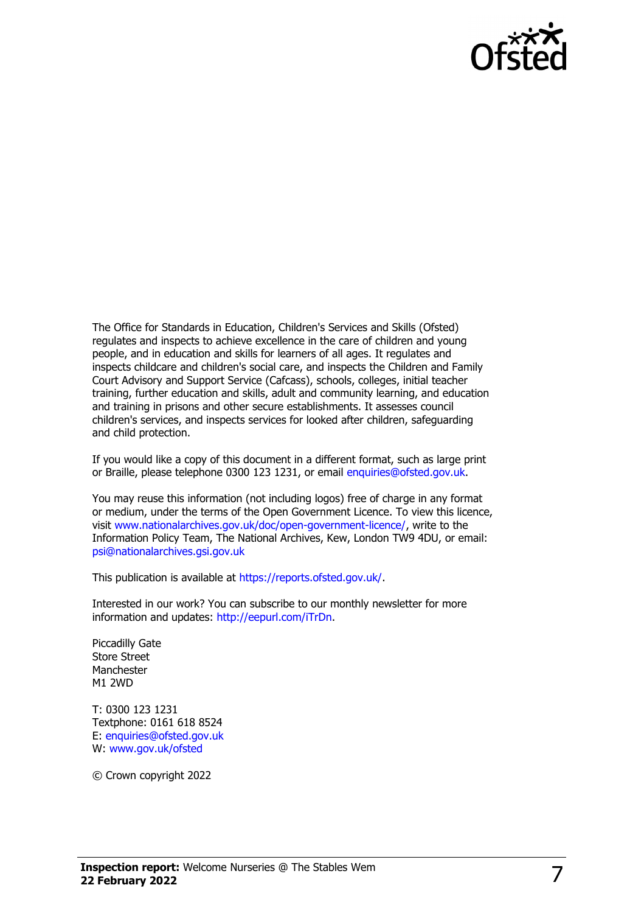The Office for Standards in Education, Children's Services and Skills (Ofsted) regulates and inspects to achieve excellence in the care of children and young people, and in education and skills for learners of all ages. It regulates and inspects childcare and children's social care, and inspects the Children and Family Court Advisory and Support Service (Cafcass), schools, colleges, initial teacher training, further education and skills, adult and community learning, and education and training in prisons and other secure establishments. It assesses council children's services, and inspects services for looked after children, safeguarding and child protection.

If you would like a copy of this document in a different format, such as large print or Braille, please telephone 0300 123 1231, or email enquiries@ofsted.gov.uk.

You may reuse this information (not including logos) free of charge in any format or medium, under the terms of the Open Government Licence. To view this licence, visit www.nationalarchives.gov.uk/doc/open-government-licence/, write to the Information Policy Team, The National Archives, Kew, London TW9 4DU, or email: psi@nationalarchives.gsi.gov.uk

This publication is available at https://reports.ofsted.gov.uk/.

Interested in our work? You can subscribe to our monthly newsletter for more information and updates: http://eepurl.com/iTrDn.

Piccadilly Gate
Store Street
Manchester
M1 2WD

T: 0300 123 1231
Textphone: 0161 618 8524
E: enquiries@ofsted.gov.uk
W: www.gov.uk/ofsted

© Crown copyright 2022